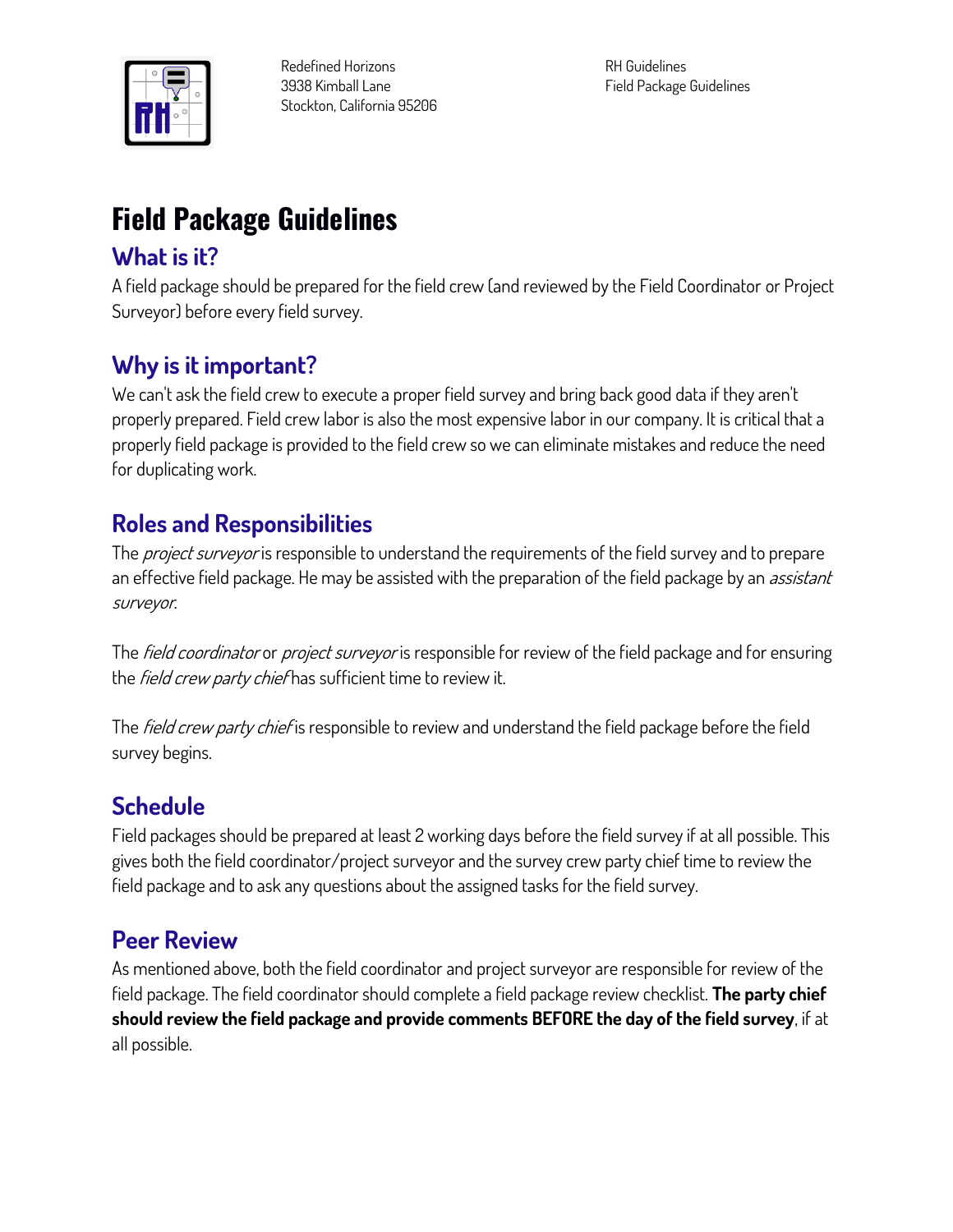Redefined Horizons
3938 Kimball Lane
Stockton, California 95206

RH Guidelines
Field Package Guidelines

# Field Package Guidelines

## What is it?

A field package should be prepared for the field crew (and reviewed by the Field Coordinator or Project Surveyor) before every field survey.

## Why is it important?

We can't ask the field crew to execute a proper field survey and bring back good data if they aren't properly prepared. Field crew labor is also the most expensive labor in our company. It is critical that a properly field package is provided to the field crew so we can eliminate mistakes and reduce the need for duplicating work.

## Roles and Responsibilities

The *project surveyor* is responsible to understand the requirements of the field survey and to prepare an effective field package. He may be assisted with the preparation of the field package by an *assistant surveyor*.

The *field coordinator* or *project surveyor* is responsible for review of the field package and for ensuring the *field crew party chief* has sufficient time to review it.

The *field crew party chief* is responsible to review and understand the field package before the field survey begins.

## Schedule

Field packages should be prepared at least 2 working days before the field survey if at all possible. This gives both the field coordinator/project surveyor and the survey crew party chief time to review the field package and to ask any questions about the assigned tasks for the field survey.

## Peer Review

As mentioned above, both the field coordinator and project surveyor are responsible for review of the field package. The field coordinator should complete a field package review checklist. **The party chief should review the field package and provide comments BEFORE the day of the field survey**, if at all possible.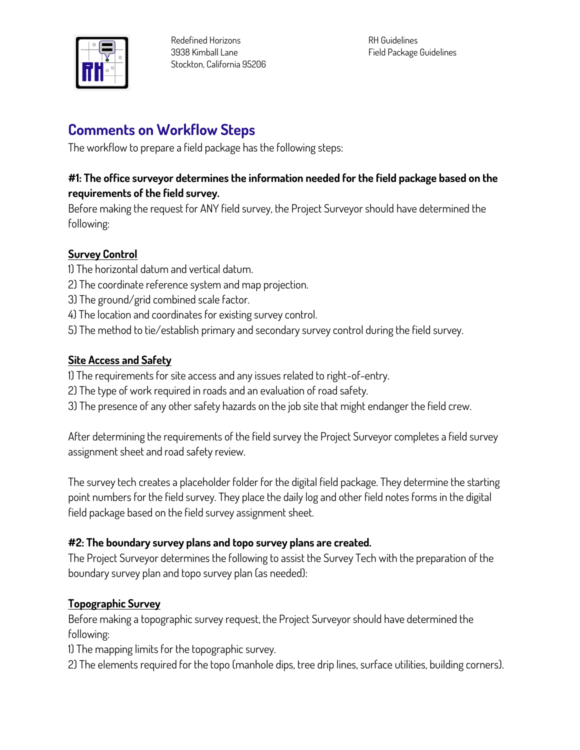## Comments on Workflow Steps

The workflow to prepare a field package has the following steps:

**#1: The office surveyor determines the information needed for the field package based on the requirements of the field survey.**

Before making the request for ANY field survey, the Project Surveyor should have determined the following:

**Survey Control**

1) The horizontal datum and vertical datum.
2) The coordinate reference system and map projection.
3) The ground/grid combined scale factor.
4) The location and coordinates for existing survey control.
5) The method to tie/establish primary and secondary survey control during the field survey.

**Site Access and Safety**

1) The requirements for site access and any issues related to right-of-entry.
2) The type of work required in roads and an evaluation of road safety.
3) The presence of any other safety hazards on the job site that might endanger the field crew.

After determining the requirements of the field survey the Project Surveyor completes a field survey assignment sheet and road safety review.

The survey tech creates a placeholder folder for the digital field package. They determine the starting point numbers for the field survey. They place the daily log and other field notes forms in the digital field package based on the field survey assignment sheet.

**#2: The boundary survey plans and topo survey plans are created.**

The Project Surveyor determines the following to assist the Survey Tech with the preparation of the boundary survey plan and topo survey plan (as needed):

**Topographic Survey**

Before making a topographic survey request, the Project Surveyor should have determined the following:

1) The mapping limits for the topographic survey.
2) The elements required for the topo (manhole dips, tree drip lines, surface utilities, building corners).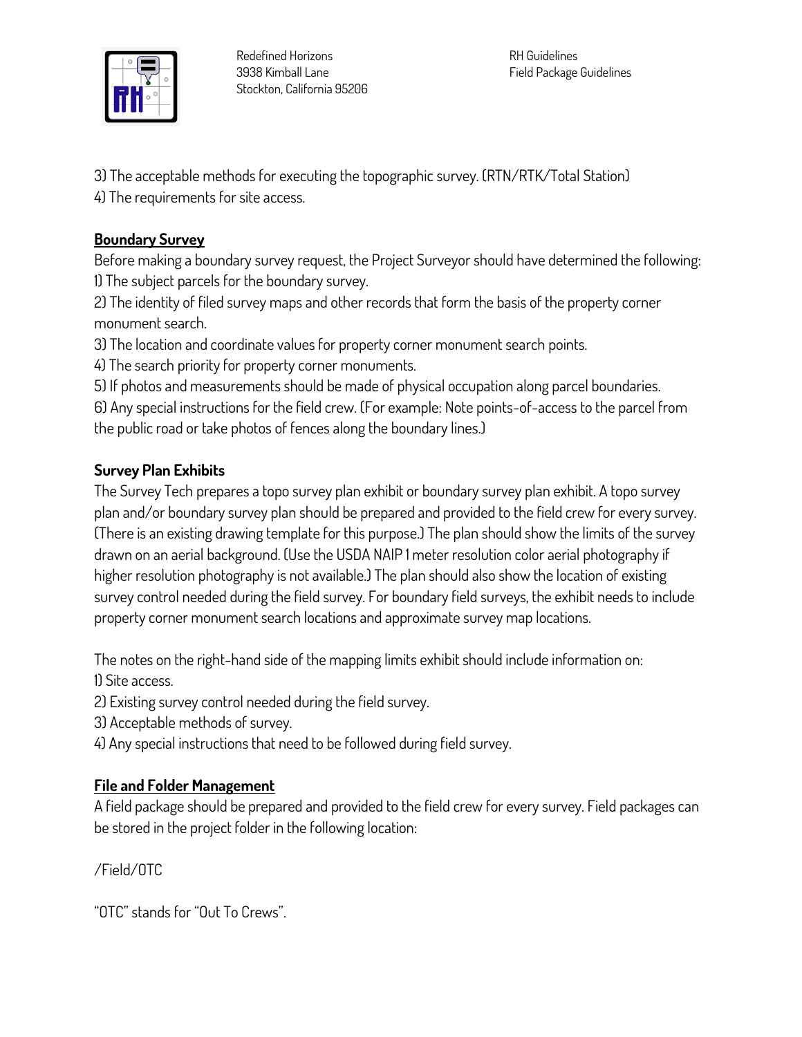3) The acceptable methods for executing the topographic survey. (RTN/RTK/Total Station)
4) The requirements for site access.

## Boundary Survey

Before making a boundary survey request, the Project Surveyor should have determined the following:
1) The subject parcels for the boundary survey.
2) The identity of filed survey maps and other records that form the basis of the property corner monument search.
3) The location and coordinate values for property corner monument search points.
4) The search priority for property corner monuments.
5) If photos and measurements should be made of physical occupation along parcel boundaries.
6) Any special instructions for the field crew. (For example: Note points-of-access to the parcel from the public road or take photos of fences along the boundary lines.)

### Survey Plan Exhibits

The Survey Tech prepares a topo survey plan exhibit or boundary survey plan exhibit. A topo survey plan and/or boundary survey plan should be prepared and provided to the field crew for every survey. (There is an existing drawing template for this purpose.) The plan should show the limits of the survey drawn on an aerial background. (Use the USDA NAIP 1 meter resolution color aerial photography if higher resolution photography is not available.) The plan should also show the location of existing survey control needed during the field survey. For boundary field surveys, the exhibit needs to include property corner monument search locations and approximate survey map locations.

The notes on the right-hand side of the mapping limits exhibit should include information on:
1) Site access.
2) Existing survey control needed during the field survey.
3) Acceptable methods of survey.
4) Any special instructions that need to be followed during field survey.

## File and Folder Management

A field package should be prepared and provided to the field crew for every survey. Field packages can be stored in the project folder in the following location:

/Field/OTC

"OTC" stands for "Out To Crews".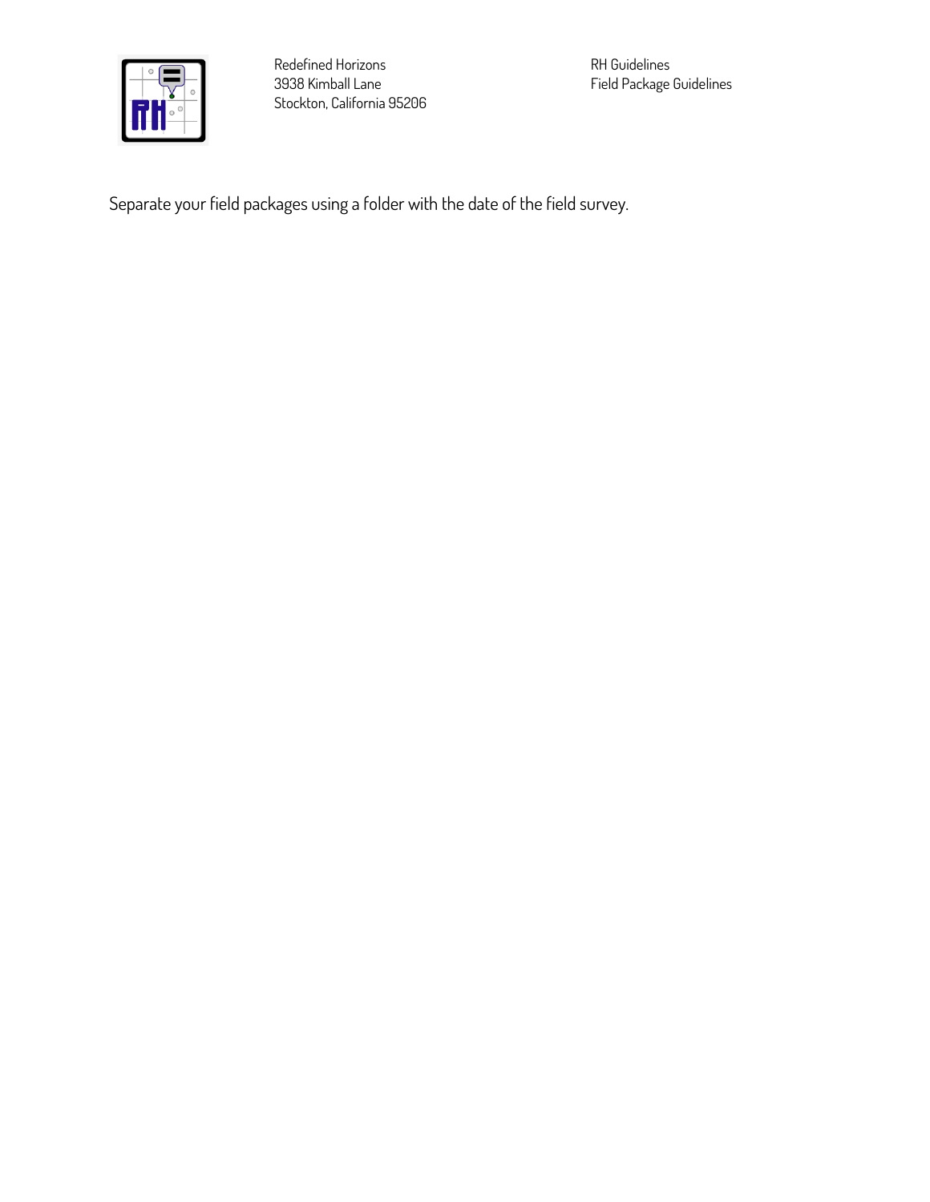Separate your field packages using a folder with the date of the field survey.